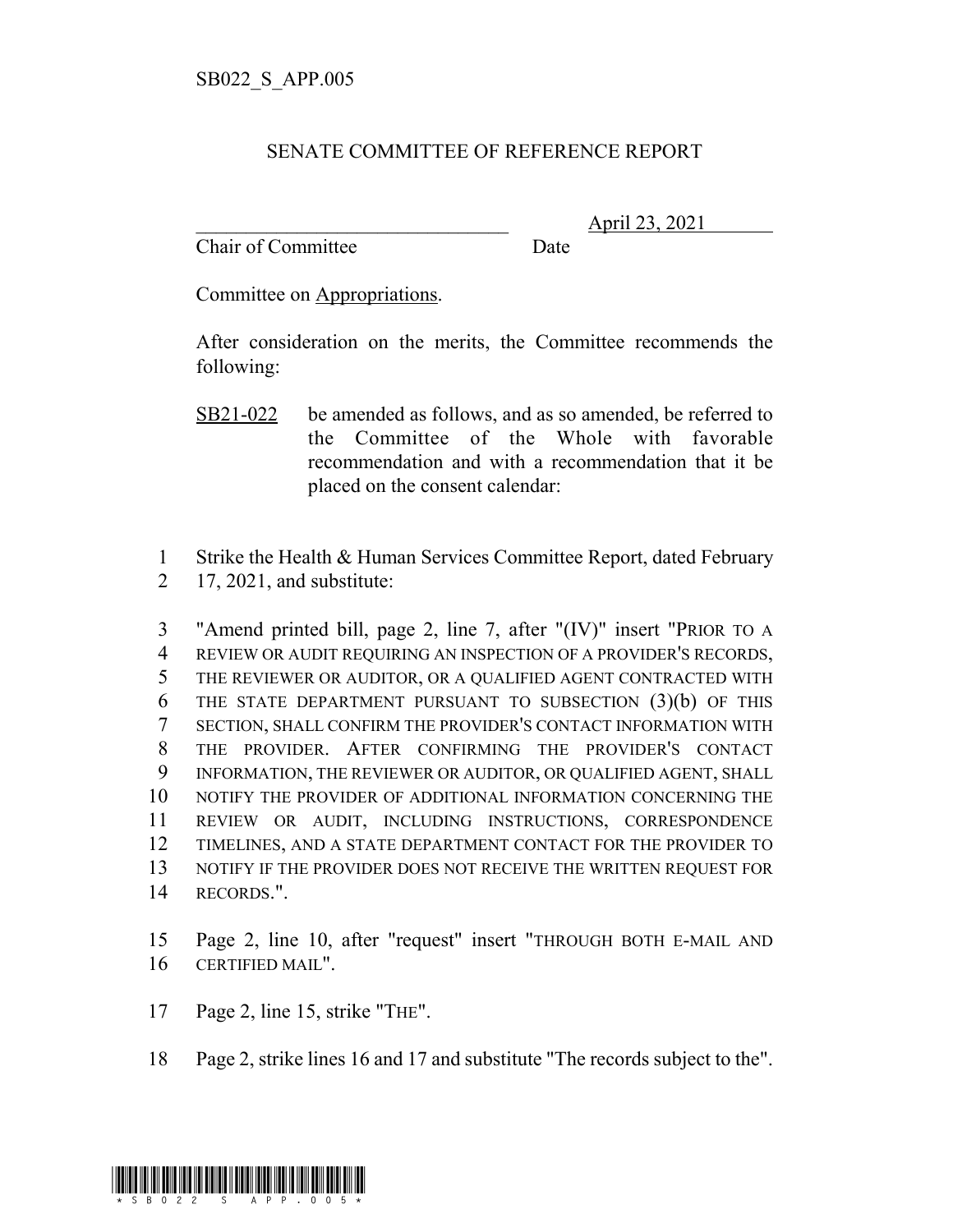SB022_S_APP.005

# SENATE COMMITTEE OF REFERENCE REPORT

_______________________________ April 23, 2021
Chair of Committee Date

Committee on Appropriations.

After consideration on the merits, the Committee recommends the following:

SB21-022 be amended as follows, and as so amended, be referred to the Committee of the Whole with favorable recommendation and with a recommendation that it be placed on the consent calendar:

1 Strike the Health & Human Services Committee Report, dated February
2 17, 2021, and substitute:

3 "Amend printed bill, page 2, line 7, after "(IV)" insert "PRIOR TO A
4 REVIEW OR AUDIT REQUIRING AN INSPECTION OF A PROVIDER'S RECORDS,
5 THE REVIEWER OR AUDITOR, OR A QUALIFIED AGENT CONTRACTED WITH
6 THE STATE DEPARTMENT PURSUANT TO SUBSECTION (3)(b) OF THIS
7 SECTION, SHALL CONFIRM THE PROVIDER'S CONTACT INFORMATION WITH
8 THE PROVIDER. AFTER CONFIRMING THE PROVIDER'S CONTACT
9 INFORMATION, THE REVIEWER OR AUDITOR, OR QUALIFIED AGENT, SHALL
10 NOTIFY THE PROVIDER OF ADDITIONAL INFORMATION CONCERNING THE
11 REVIEW OR AUDIT, INCLUDING INSTRUCTIONS, CORRESPONDENCE
12 TIMELINES, AND A STATE DEPARTMENT CONTACT FOR THE PROVIDER TO
13 NOTIFY IF THE PROVIDER DOES NOT RECEIVE THE WRITTEN REQUEST FOR
14 RECORDS.".

15 Page 2, line 10, after "request" insert "THROUGH BOTH E-MAIL AND
16 CERTIFIED MAIL".

17 Page 2, line 15, strike "THE".

18 Page 2, strike lines 16 and 17 and substitute "The records subject to the".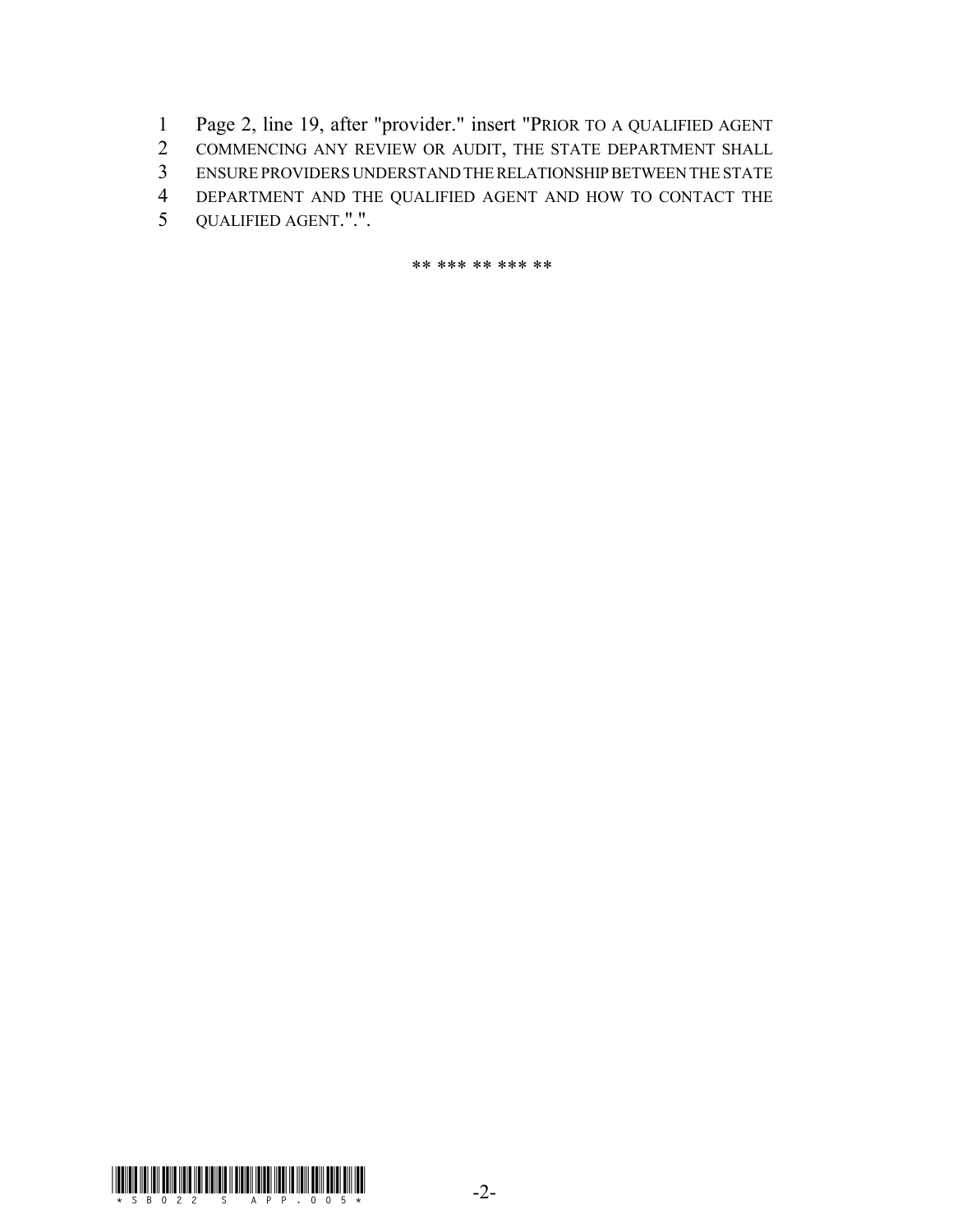Page 2, line 19, after "provider." insert "PRIOR TO A QUALIFIED AGENT COMMENCING ANY REVIEW OR AUDIT, THE STATE DEPARTMENT SHALL ENSURE PROVIDERS UNDERSTAND THE RELATIONSHIP BETWEEN THE STATE DEPARTMENT AND THE QUALIFIED AGENT AND HOW TO CONTACT THE QUALIFIED AGENT.".".

** *** ** *** **